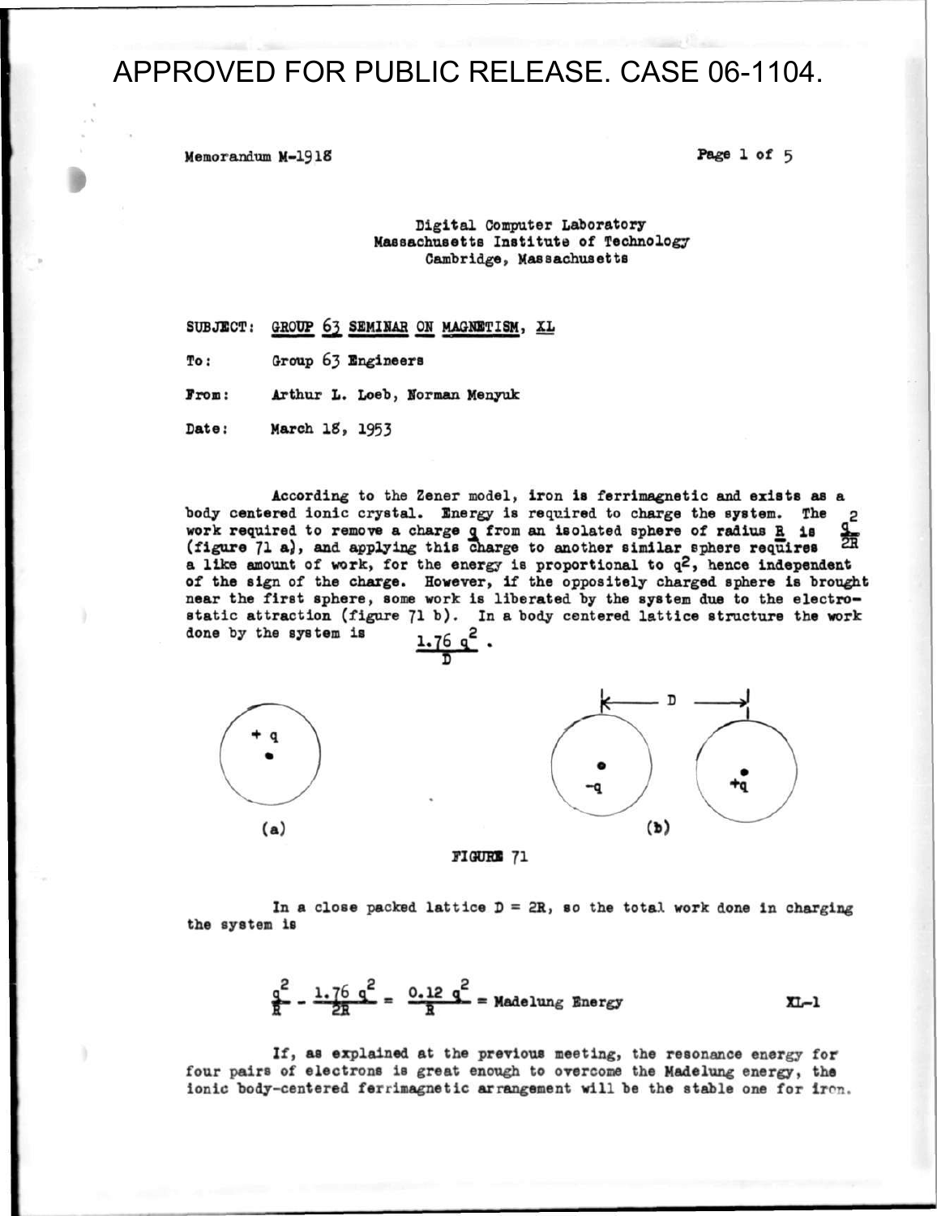APPROVED FOR PUBLIC RELEASE. CASE 06-1104.

Memorandum M-1918

Digital Computer Laboratory
Massachusetts Institute of Technology
Cambridge, Massachusetts

SUBJECT: GROUP 63 SEMINAR ON MAGNETISM, XL

To: Group 63 Engineers

From: Arthur L. Loeb, Norman Menyuk

Date: March 18, 1953

According to the Zener model, iron is ferrimagnetic and exists as a body centered ionic crystal. Energy is required to charge the system. The work required to remove a charge $q$ from an isolated sphere of radius $R$ is $\frac{q^2}{2R}$ (figure 71 a), and applying this charge to another similar sphere requires a like amount of work, for the energy is proportional to $q^2$, hence independent of the sign of the charge. However, if the oppositely charged sphere is brought near the first sphere, some work is liberated by the system due to the electrostatic attraction (figure 71 b). In a body centered lattice structure the work done by the system is $\frac{1.76\, q^2}{D}$.

FIGURE 71

In a close packed lattice $D = 2R$, so the total work done in charging the system is

$$\frac{q^2}{R} - \frac{1.76\, q^2}{2R} = \frac{0.12\, q^2}{R} = \text{Madelung Energy} \qquad \text{XL-1}$$

If, as explained at the previous meeting, the resonance energy for four pairs of electrons is great enough to overcome the Madelung energy, the ionic body-centered ferrimagnetic arrangement will be the stable one for iron.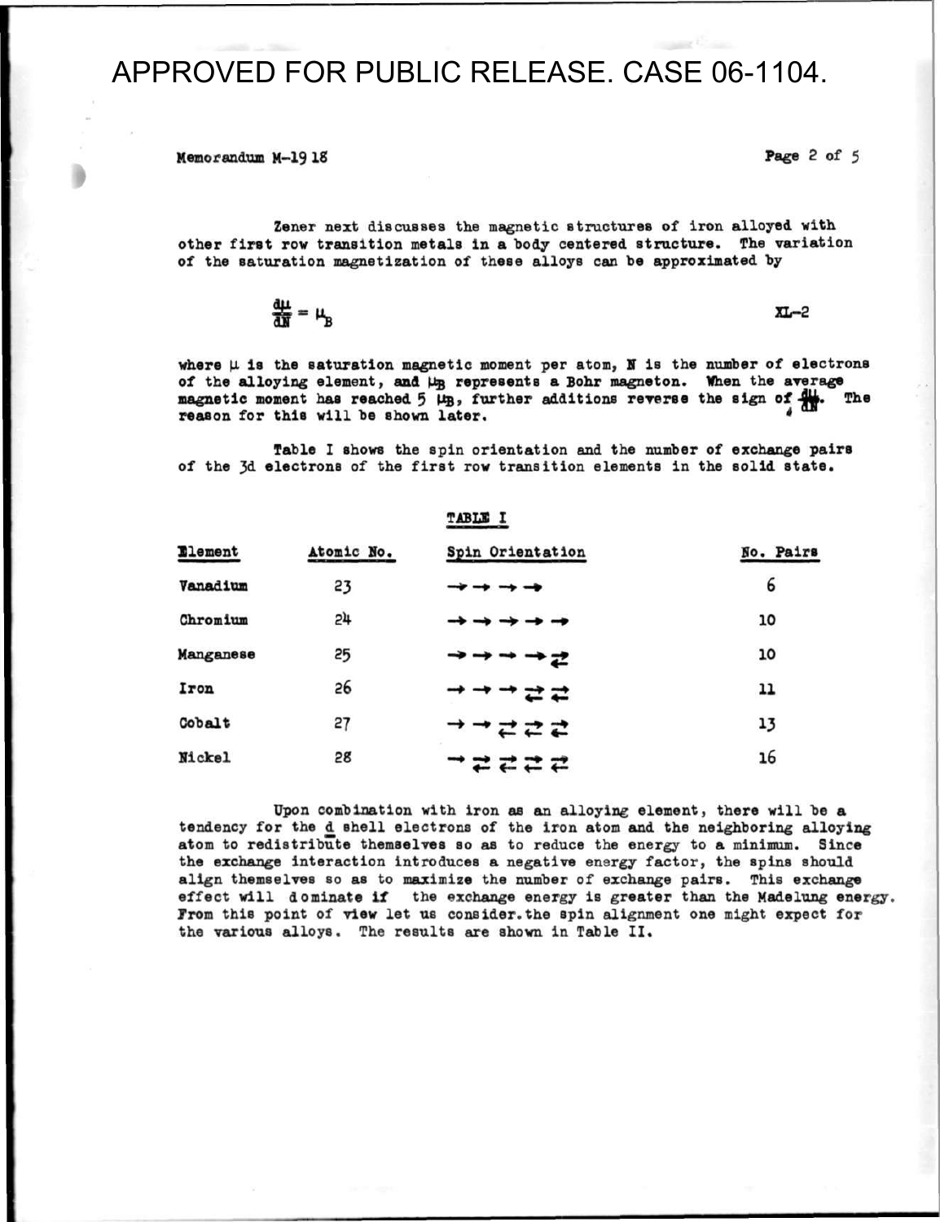APPROVED FOR PUBLIC RELEASE. CASE 06-1104.

Memorandum M-1918

Zener next discusses the magnetic structures of iron alloyed with other first row transition metals in a body centered structure. The variation of the saturation magnetization of these alloys can be approximated by

$$\frac{d\mu}{dN} = \mu_B \qquad \text{XL-2}$$

where $\mu$ is the saturation magnetic moment per atom, $N$ is the number of electrons of the alloying element, and $\mu_B$ represents a Bohr magneton. When the average magnetic moment has reached 5 $\mu_B$, further additions reverse the sign of $\frac{d\mu}{dN}$. The reason for this will be shown later.

Table I shows the spin orientation and the number of exchange pairs of the 3d electrons of the first row transition elements in the solid state.

TABLE I

| Element | Atomic No. | Spin Orientation | No. Pairs |
|---|---|---|---|
| Vanadium | 23 | → → → → | 6 |
| Chromium | 24 | → → → → → | 10 |
| Manganese | 25 | → → → → ⇄ | 10 |
| Iron | 26 | → → → ⇄ ⇄ | 11 |
| Cobalt | 27 | → → ⇄ ⇄ ⇄ | 13 |
| Nickel | 28 | → ⇄ ⇄ ⇄ ⇄ | 16 |

Upon combination with iron as an alloying element, there will be a tendency for the d shell electrons of the iron atom and the neighboring alloying atom to redistribute themselves so as to reduce the energy to a minimum. Since the exchange interaction introduces a negative energy factor, the spins should align themselves so as to maximize the number of exchange pairs. This exchange effect will dominate if the exchange energy is greater than the Madelung energy. From this point of view let us consider the spin alignment one might expect for the various alloys. The results are shown in Table II.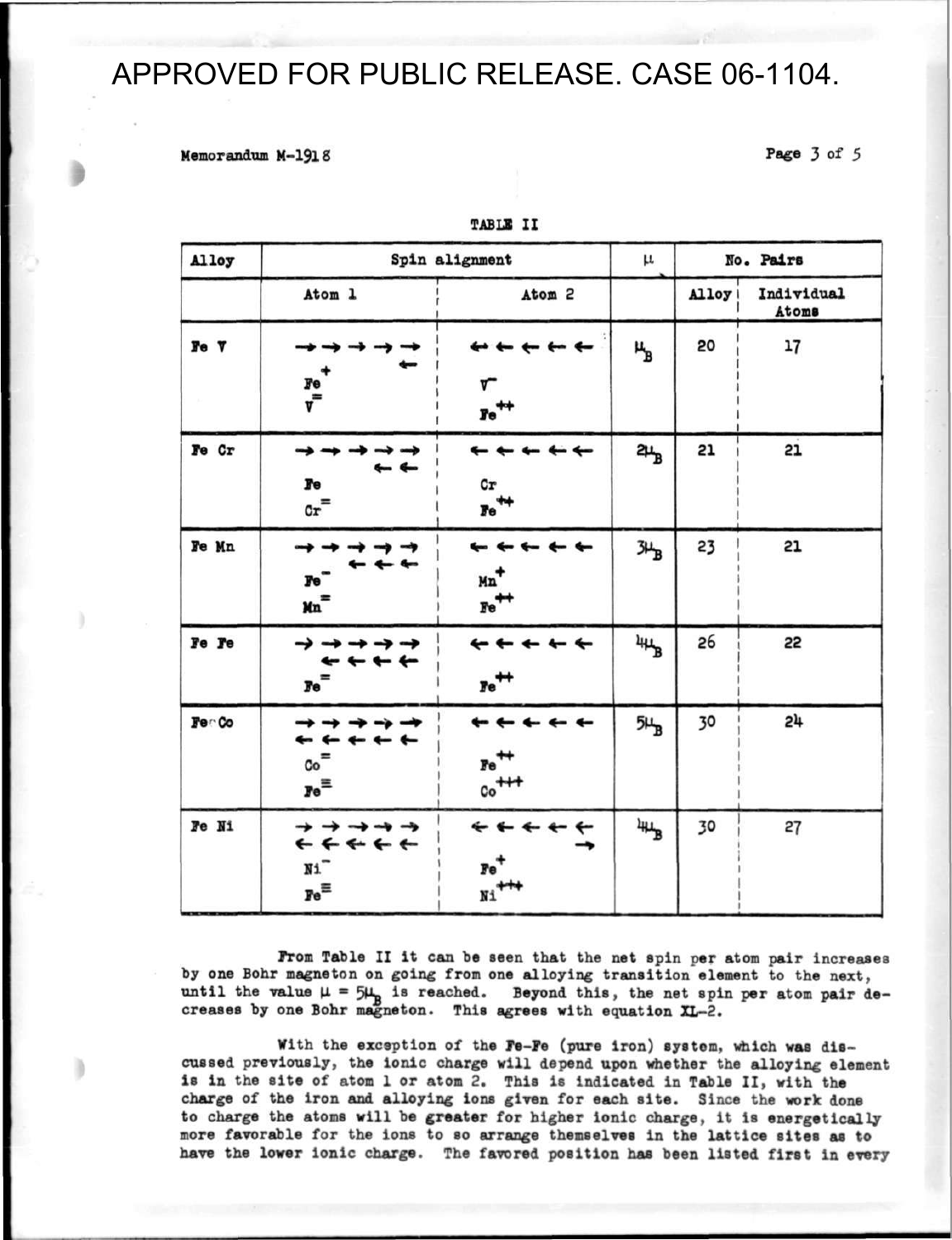APPROVED FOR PUBLIC RELEASE. CASE 06-1104.

Memorandum M-1918

TABLE II

| Alloy | Spin alignment | | $\mu$ | No. Pairs | |
|---|---|---|---|---|---|
| | Atom 1 | Atom 2 | | Alloy | Individual Atoms |
| Fe V | → → → → → ← $Fe^{+}$ $V^{=}$ | ← ← ← ← ← $V^{-}$ $Fe^{++}$ | $\mu_B$ | 20 | 17 |
| Fe Cr | → → → → → ← ← Fe $Cr^{=}$ | ← ← ← ← ← Cr $Fe^{++}$ | $2\mu_B$ | 21 | 21 |
| Fe Mn | → → → → → ← ← ← $Fe^{-}$ $Mn^{=}$ | ← ← ← ← ← $Mn^{+}$ $Fe^{++}$ | $3\mu_B$ | 23 | 21 |
| Fe Fe | → → → → → ← ← ← ← $Fe^{=}$ | ← ← ← ← ← $Fe^{++}$ | $4\mu_B$ | 26 | 22 |
| Fe Co | → → → → → ← ← ← ← ← $Co^{=}$ $Fe^{\equiv}$ | ← ← ← ← ← $Fe^{++}$ $Co^{+++}$ | $5\mu_B$ | 30 | 24 |
| Fe Ni | → → → → → ← ← ← ← ← $Ni^{-}$ $Fe^{\equiv}$ | ← ← ← ← ← → $Fe^{+}$ $Ni^{+++}$ | $4\mu_B$ | 30 | 27 |

From Table II it can be seen that the net spin per atom pair increases by one Bohr magneton on going from one alloying transition element to the next, until the value $\mu = 5\mu_B$ is reached. Beyond this, the net spin per atom pair decreases by one Bohr magneton. This agrees with equation XL-2.

With the exception of the Fe-Fe (pure iron) system, which was discussed previously, the ionic charge will depend upon whether the alloying element is in the site of atom 1 or atom 2. This is indicated in Table II, with the charge of the iron and alloying ions given for each site. Since the work done to charge the atoms will be greater for higher ionic charge, it is energetically more favorable for the ions to so arrange themselves in the lattice sites as to have the lower ionic charge. The favored position has been listed first in every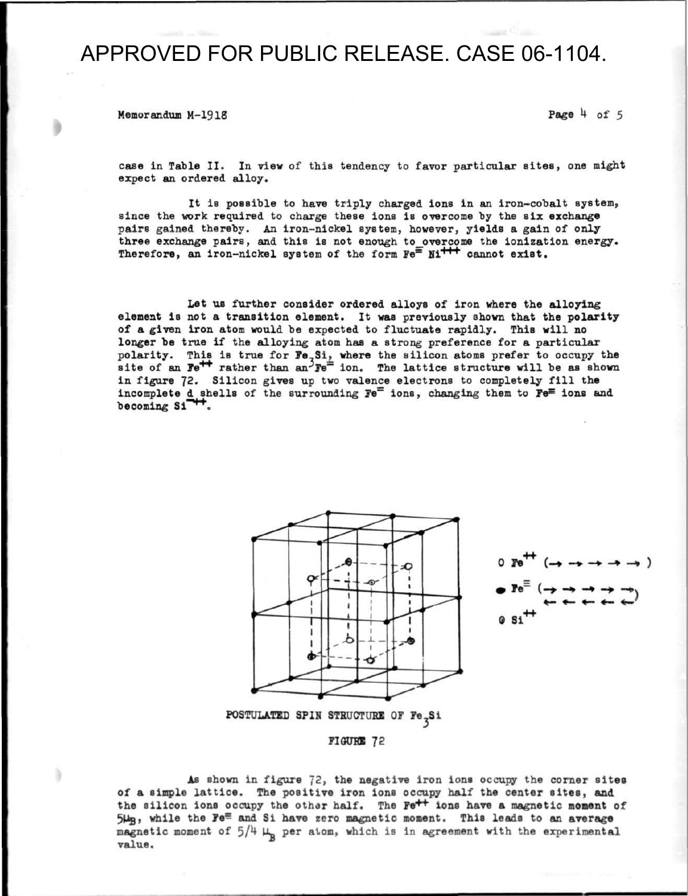case in Table II. In view of this tendency to favor particular sites, one might expect an ordered alloy.

It is possible to have triply charged ions in an iron-cobalt system, since the work required to charge these ions is overcome by the six exchange pairs gained thereby. An iron-nickel system, however, yields a gain of only three exchange pairs, and this is not enough to overcome the ionization energy. Therefore, an iron-nickel system of the form $Fe^{\equiv}$ $Ni^{+++}$ cannot exist.

Let us further consider ordered alloys of iron where the alloying element is not a transition element. It was previously shown that the polarity of a given iron atom would be expected to fluctuate rapidly. This will no longer be true if the alloying atom has a strong preference for a particular polarity. This is true for $Fe_3Si$, where the silicon atoms prefer to occupy the site of an $Fe^{++}$ rather than an $Fe^{=}$ ion. The lattice structure will be as shown in figure 72. Silicon gives up two valence electrons to completely fill the incomplete d shells of the surrounding $Fe^{=}$ ions, changing them to $Fe^{\equiv}$ ions and becoming $Si^{++}$.

O $Fe^{++}$ (→ → → → →)

● $Fe^{\equiv}$ (→ → → → → / ← ← ← ← ←)

⊘ $Si^{++}$

POSTULATED SPIN STRUCTURE OF $Fe_3Si$

FIGURE 72

As shown in figure 72, the negative iron ions occupy the corner sites of a simple lattice. The positive iron ions occupy half the center sites, and the silicon ions occupy the other half. The $Fe^{++}$ ions have a magnetic moment of $5\mu_B$, while the $Fe^{\equiv}$ and Si have zero magnetic moment. This leads to an average magnetic moment of $5/4\ \mu_B$ per atom, which is in agreement with the experimental value.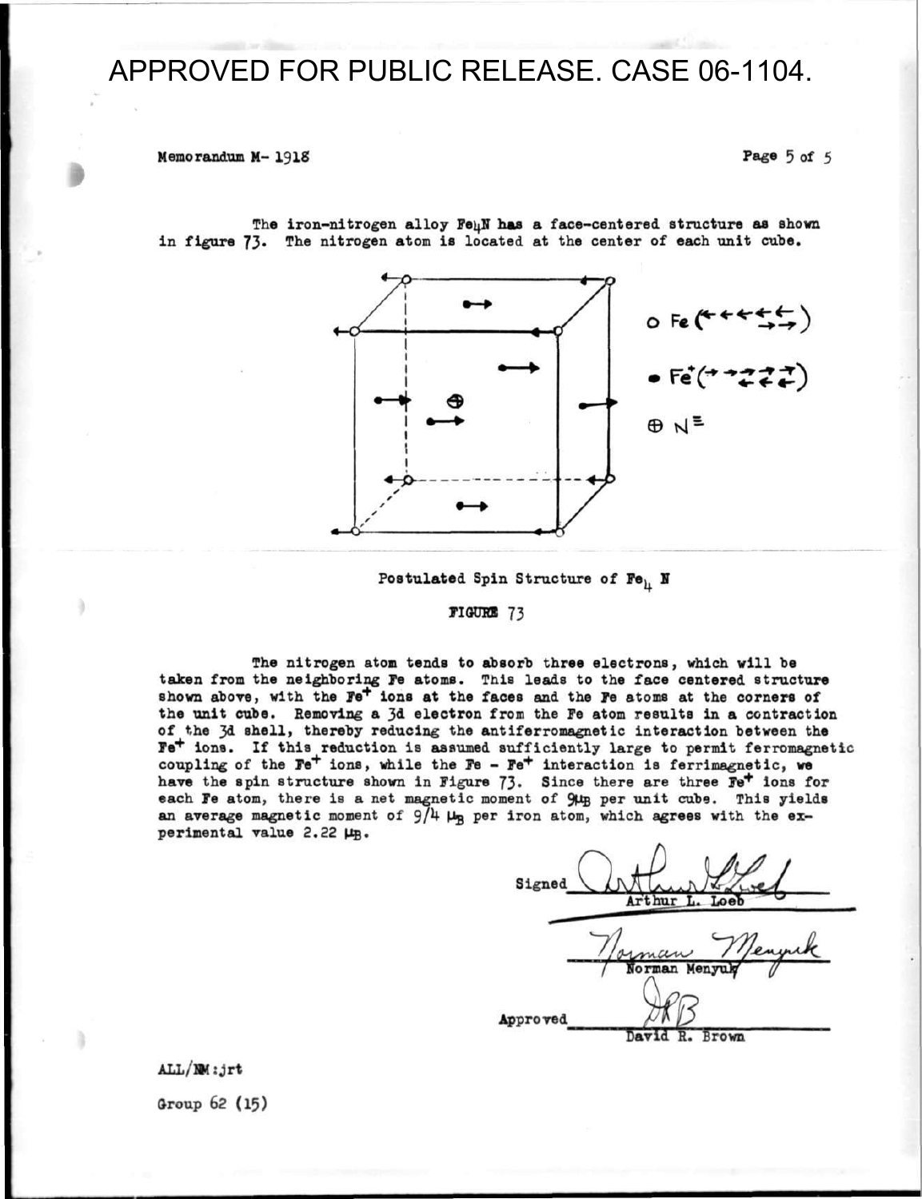APPROVED FOR PUBLIC RELEASE. CASE 06-1104.

Memorandum M- 1918

The iron-nitrogen alloy $Fe_4N$ has a face-centered structure as shown in figure 73. The nitrogen atom is located at the center of each unit cube.

○ Fe

● $Fe^+$

⊕ $N^{\equiv}$

Postulated Spin Structure of $Fe_4$ N

FIGURE 73

The nitrogen atom tends to absorb three electrons, which will be taken from the neighboring Fe atoms. This leads to the face centered structure shown above, with the $Fe^+$ ions at the faces and the Fe atoms at the corners of the unit cube. Removing a 3d electron from the Fe atom results in a contraction of the 3d shell, thereby reducing the antiferromagnetic interaction between the $Fe^+$ ions. If this reduction is assumed sufficiently large to permit ferromagnetic coupling of the $Fe^+$ ions, while the Fe - $Fe^+$ interaction is ferrimagnetic, we have the spin structure shown in Figure 73. Since there are three $Fe^+$ ions for each Fe atom, there is a net magnetic moment of $9 \mu_B$ per unit cube. This yields an average magnetic moment of $9/4$ $\mu_B$ per iron atom, which agrees with the experimental value 2.22 $\mu_B$.

Signed Arthur L. Loeb

Norman Menyuk

Approved David R. Brown

ALL/NM:jrt

Group 62 (15)